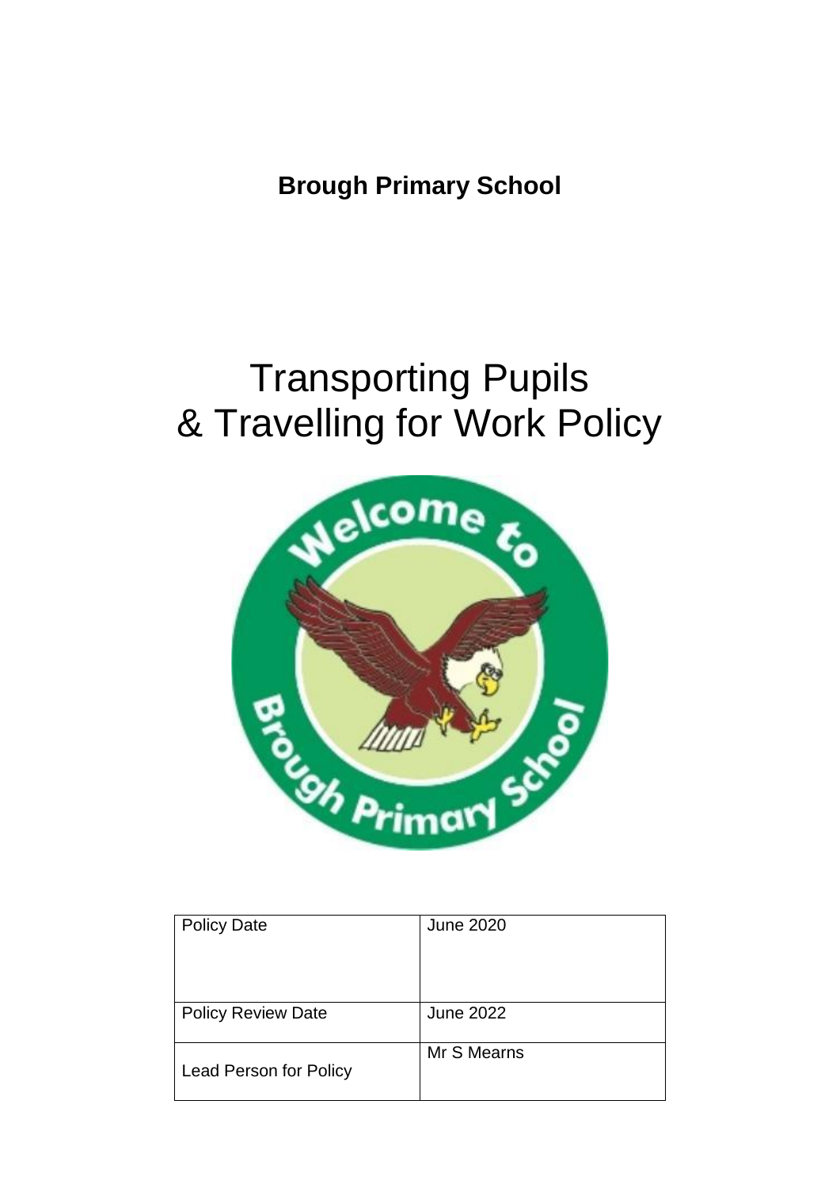**Brough Primary School**

# Transporting Pupils & Travelling for Work Policy

| Policy Date | June 2020 |
|---|---|
| Policy Review Date | June 2022 |
| Lead Person for Policy | Mr S Mearns |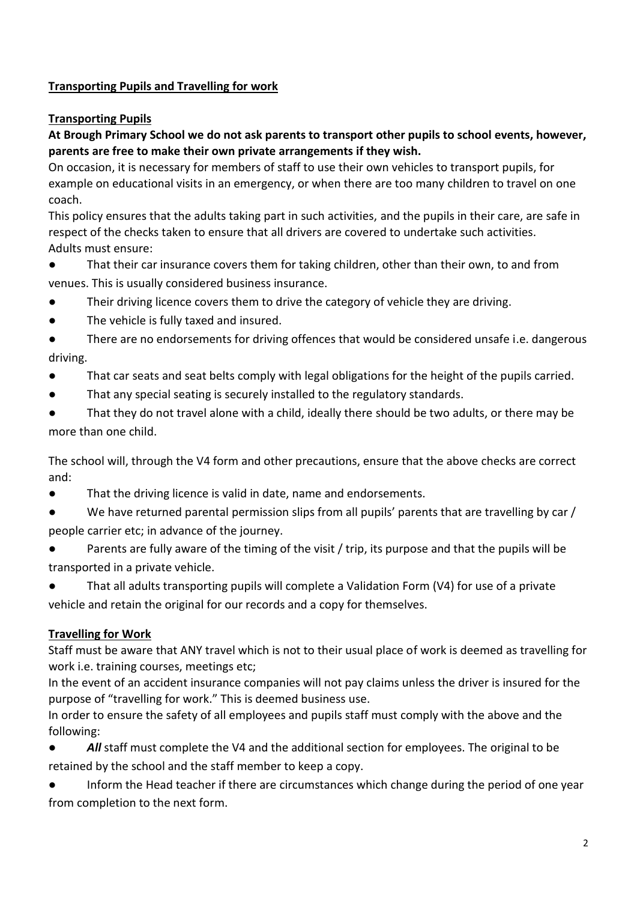## Transporting Pupils and Travelling for work

### Transporting Pupils

**At Brough Primary School we do not ask parents to transport other pupils to school events, however, parents are free to make their own private arrangements if they wish.**

On occasion, it is necessary for members of staff to use their own vehicles to transport pupils, for example on educational visits in an emergency, or when there are too many children to travel on one coach.

This policy ensures that the adults taking part in such activities, and the pupils in their care, are safe in respect of the checks taken to ensure that all drivers are covered to undertake such activities.

Adults must ensure:

- That their car insurance covers them for taking children, other than their own, to and from venues. This is usually considered business insurance.
- Their driving licence covers them to drive the category of vehicle they are driving.
- The vehicle is fully taxed and insured.
- There are no endorsements for driving offences that would be considered unsafe i.e. dangerous driving.
- That car seats and seat belts comply with legal obligations for the height of the pupils carried.
- That any special seating is securely installed to the regulatory standards.
- That they do not travel alone with a child, ideally there should be two adults, or there may be more than one child.

The school will, through the V4 form and other precautions, ensure that the above checks are correct and:

- That the driving licence is valid in date, name and endorsements.
- We have returned parental permission slips from all pupils' parents that are travelling by car / people carrier etc; in advance of the journey.
- Parents are fully aware of the timing of the visit / trip, its purpose and that the pupils will be transported in a private vehicle.
- That all adults transporting pupils will complete a Validation Form (V4) for use of a private vehicle and retain the original for our records and a copy for themselves.

### Travelling for Work

Staff must be aware that ANY travel which is not to their usual place of work is deemed as travelling for work i.e. training courses, meetings etc;

In the event of an accident insurance companies will not pay claims unless the driver is insured for the purpose of "travelling for work." This is deemed business use.

In order to ensure the safety of all employees and pupils staff must comply with the above and the following:

- ***All*** staff must complete the V4 and the additional section for employees. The original to be retained by the school and the staff member to keep a copy.
- Inform the Head teacher if there are circumstances which change during the period of one year from completion to the next form.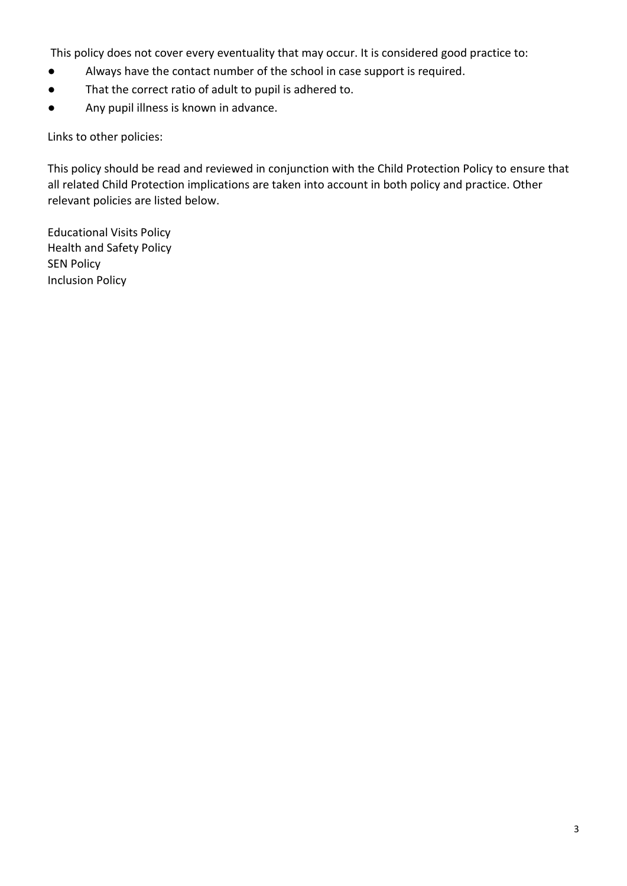This policy does not cover every eventuality that may occur. It is considered good practice to:

- Always have the contact number of the school in case support is required.
- That the correct ratio of adult to pupil is adhered to.
- Any pupil illness is known in advance.

Links to other policies:

This policy should be read and reviewed in conjunction with the Child Protection Policy to ensure that all related Child Protection implications are taken into account in both policy and practice. Other relevant policies are listed below.

Educational Visits Policy
Health and Safety Policy
SEN Policy
Inclusion Policy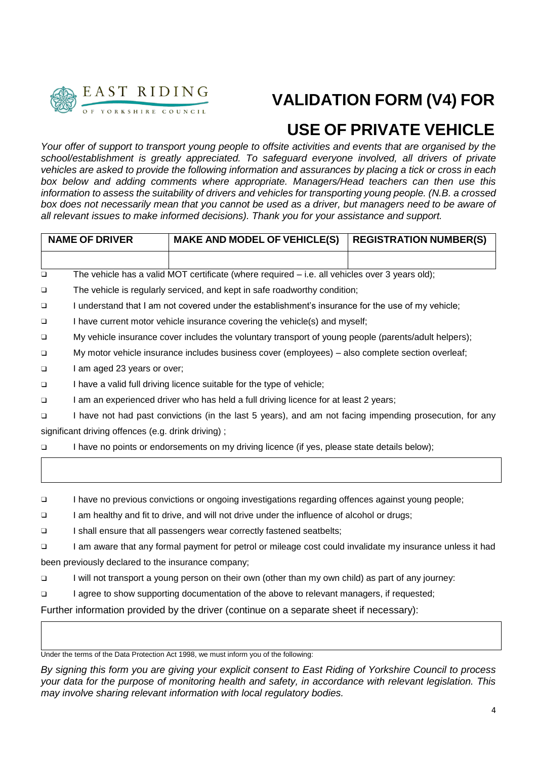EAST RIDING OF YORKSHIRE COUNCIL

# VALIDATION FORM (V4) FOR USE OF PRIVATE VEHICLE

*Your offer of support to transport young people to offsite activities and events that are organised by the school/establishment is greatly appreciated. To safeguard everyone involved, all drivers of private vehicles are asked to provide the following information and assurances by placing a tick or cross in each box below and adding comments where appropriate. Managers/Head teachers can then use this information to assess the suitability of drivers and vehicles for transporting young people. (N.B. a crossed box does not necessarily mean that you cannot be used as a driver, but managers need to be aware of all relevant issues to make informed decisions). Thank you for your assistance and support.*

| NAME OF DRIVER | MAKE AND MODEL OF VEHICLE(S) | REGISTRATION NUMBER(S) |
|---|---|---|
| | | |

- ❑ The vehicle has a valid MOT certificate (where required – i.e. all vehicles over 3 years old);
- ❑ The vehicle is regularly serviced, and kept in safe roadworthy condition;
- ❑ I understand that I am not covered under the establishment's insurance for the use of my vehicle;
- ❑ I have current motor vehicle insurance covering the vehicle(s) and myself;
- ❑ My vehicle insurance cover includes the voluntary transport of young people (parents/adult helpers);
- ❑ My motor vehicle insurance includes business cover (employees) – also complete section overleaf;
- ❑ I am aged 23 years or over;
- ❑ I have a valid full driving licence suitable for the type of vehicle;
- ❑ I am an experienced driver who has held a full driving licence for at least 2 years;
- ❑ I have not had past convictions (in the last 5 years), and am not facing impending prosecution, for any significant driving offences (e.g. drink driving) ;
- ❑ I have no points or endorsements on my driving licence (if yes, please state details below);

| |
|---|
| |

- ❑ I have no previous convictions or ongoing investigations regarding offences against young people;
- ❑ I am healthy and fit to drive, and will not drive under the influence of alcohol or drugs;
- ❑ I shall ensure that all passengers wear correctly fastened seatbelts;
- ❑ I am aware that any formal payment for petrol or mileage cost could invalidate my insurance unless it had been previously declared to the insurance company;
- ❑ I will not transport a young person on their own (other than my own child) as part of any journey:
- ❑ I agree to show supporting documentation of the above to relevant managers, if requested;

Further information provided by the driver (continue on a separate sheet if necessary):

| |
|---|
| |

Under the terms of the Data Protection Act 1998, we must inform you of the following:

*By signing this form you are giving your explicit consent to East Riding of Yorkshire Council to process your data for the purpose of monitoring health and safety, in accordance with relevant legislation. This may involve sharing relevant information with local regulatory bodies.*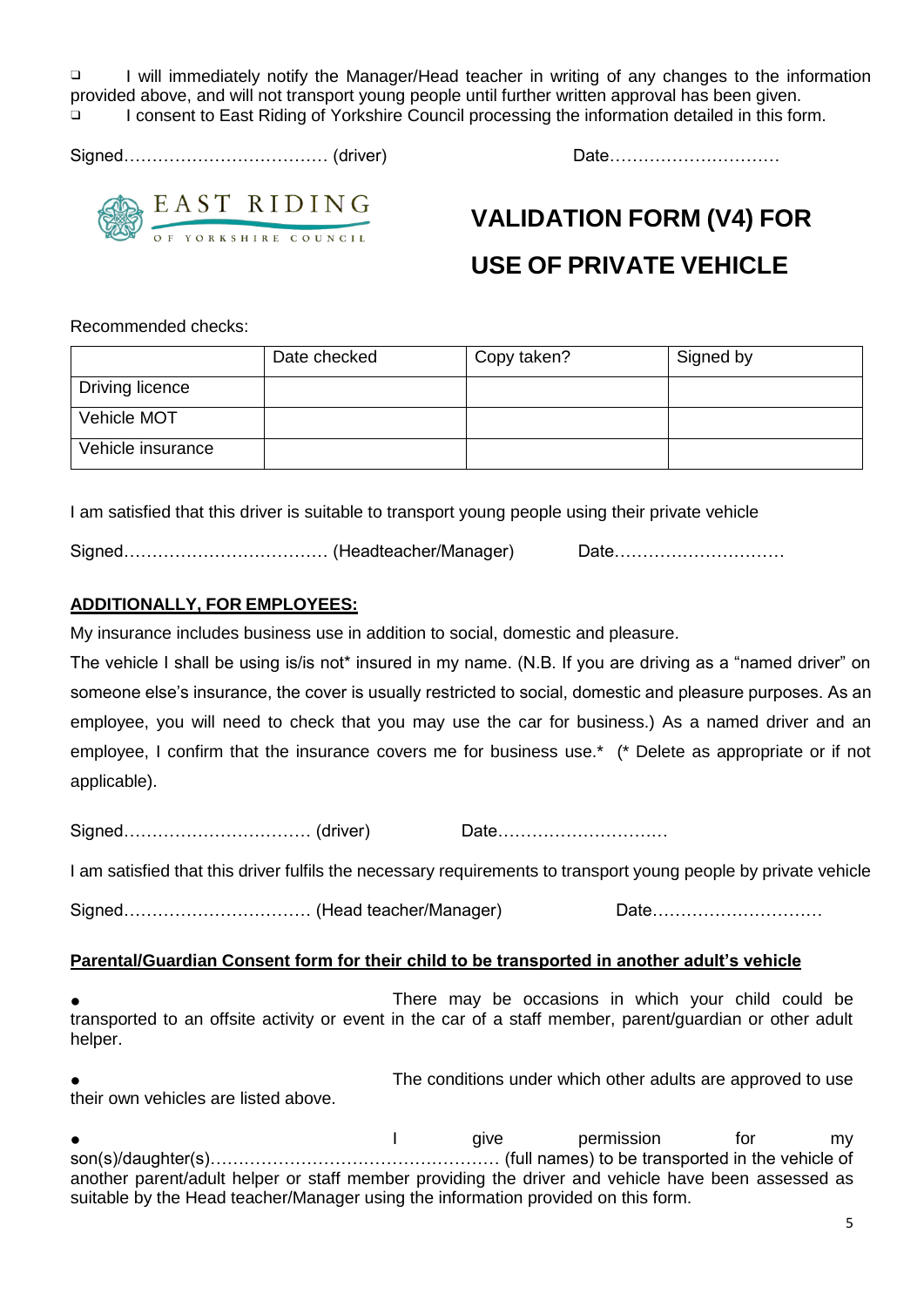❑ I will immediately notify the Manager/Head teacher in writing of any changes to the information provided above, and will not transport young people until further written approval has been given.

❑ I consent to East Riding of Yorkshire Council processing the information detailed in this form.

Signed……………………………… (driver) Date…………………………

EAST RIDING OF YORKSHIRE COUNCIL

# VALIDATION FORM (V4) FOR USE OF PRIVATE VEHICLE

Recommended checks:

| | Date checked | Copy taken? | Signed by |
|---|---|---|---|
| Driving licence | | | |
| Vehicle MOT | | | |
| Vehicle insurance | | | |

I am satisfied that this driver is suitable to transport young people using their private vehicle

Signed……………………………… (Headteacher/Manager) Date…………………………

**ADDITIONALLY, FOR EMPLOYEES:**

My insurance includes business use in addition to social, domestic and pleasure.

The vehicle I shall be using is/is not* insured in my name. (N.B. If you are driving as a "named driver" on someone else's insurance, the cover is usually restricted to social, domestic and pleasure purposes. As an employee, you will need to check that you may use the car for business.) As a named driver and an employee, I confirm that the insurance covers me for business use.* (* Delete as appropriate or if not applicable).

Signed…………………………… (driver) Date…………………………

I am satisfied that this driver fulfils the necessary requirements to transport young people by private vehicle

Signed…………………………… (Head teacher/Manager) Date…………………………

**Parental/Guardian Consent form for their child to be transported in another adult's vehicle**

- There may be occasions in which your child could be transported to an offsite activity or event in the car of a staff member, parent/guardian or other adult helper.
- The conditions under which other adults are approved to use their own vehicles are listed above.
- I give permission for my son(s)/daughter(s)…………………………………………… (full names) to be transported in the vehicle of another parent/adult helper or staff member providing the driver and vehicle have been assessed as suitable by the Head teacher/Manager using the information provided on this form.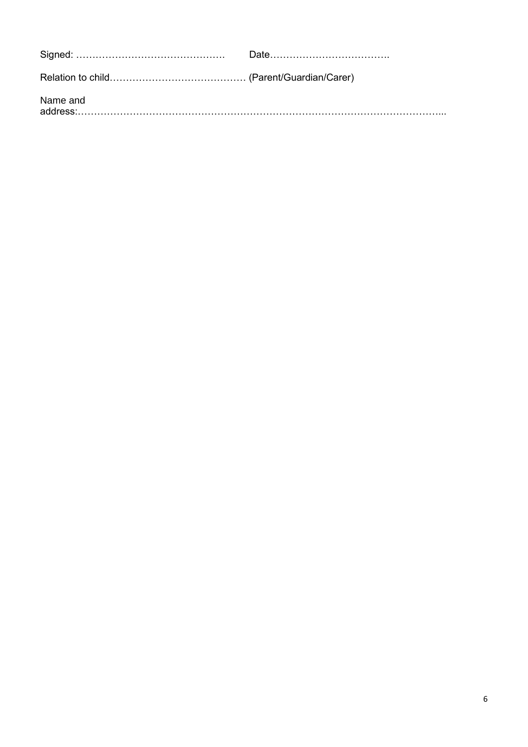Signed: ………………………………………. Date……………………………….

Relation to child…………………………………… (Parent/Guardian/Carer)

Name and address:………………………………………………………………………………………………...